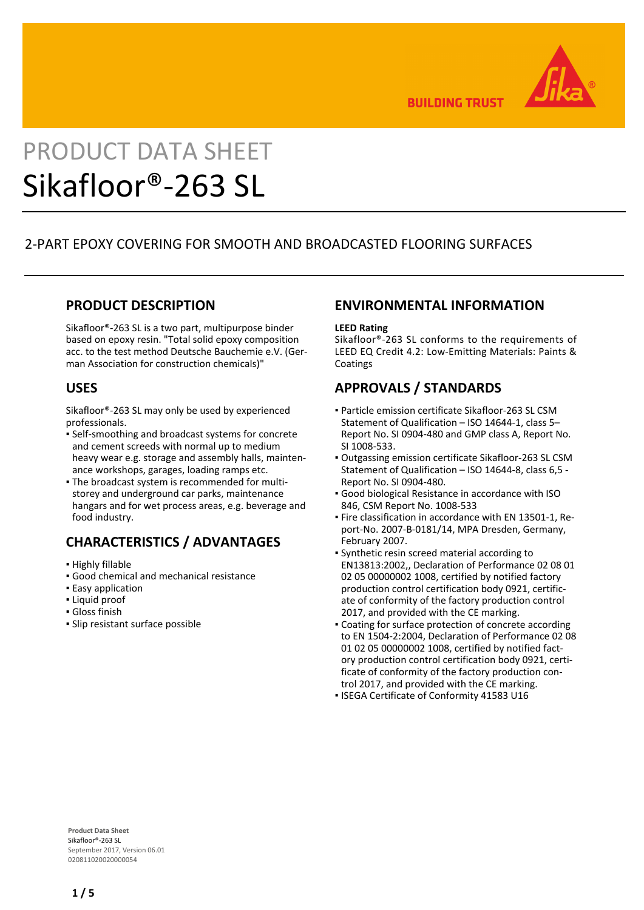BUILDING TRUST

PRODUCT DATA SHEET

# Sikafloor®-263 SL

2-PART EPOXY COVERING FOR SMOOTH AND BROADCASTED FLOORING SURFACES

## PRODUCT DESCRIPTION

Sikafloor®-263 SL is a two part, multipurpose binder based on epoxy resin. "Total solid epoxy composition acc. to the test method Deutsche Bauchemie e.V. (German Association for construction chemicals)"

## USES

Sikafloor®-263 SL may only be used by experienced professionals.

- Self-smoothing and broadcast systems for concrete and cement screeds with normal up to medium heavy wear e.g. storage and assembly halls, maintenance workshops, garages, loading ramps etc.
- The broadcast system is recommended for multi-storey and underground car parks, maintenance hangars and for wet process areas, e.g. beverage and food industry.

## CHARACTERISTICS / ADVANTAGES

- Highly fillable
- Good chemical and mechanical resistance
- Easy application
- Liquid proof
- Gloss finish
- Slip resistant surface possible

## ENVIRONMENTAL INFORMATION

**LEED Rating**

Sikafloor®-263 SL conforms to the requirements of LEED EQ Credit 4.2: Low-Emitting Materials: Paints & Coatings

## APPROVALS / STANDARDS

- Particle emission certificate Sikafloor-263 SL CSM Statement of Qualification – ISO 14644-1, class 5– Report No. SI 0904-480 and GMP class A, Report No. SI 1008-533.
- Outgassing emission certificate Sikafloor-263 SL CSM Statement of Qualification – ISO 14644-8, class 6,5 - Report No. SI 0904-480.
- Good biological Resistance in accordance with ISO 846, CSM Report No. 1008-533
- Fire classification in accordance with EN 13501-1, Report-No. 2007-B-0181/14, MPA Dresden, Germany, February 2007.
- Synthetic resin screed material according to EN13813:2002,, Declaration of Performance 02 08 01 02 05 00000002 1008, certified by notified factory production control certification body 0921, certificate of conformity of the factory production control 2017, and provided with the CE marking.
- Coating for surface protection of concrete according to EN 1504-2:2004, Declaration of Performance 02 08 01 02 05 00000002 1008, certified by notified factory production control certification body 0921, certificate of conformity of the factory production control 2017, and provided with the CE marking.
- ISEGA Certificate of Conformity 41583 U16

**Product Data Sheet**
Sikafloor®-263 SL
September 2017, Version 06.01
020811020020000054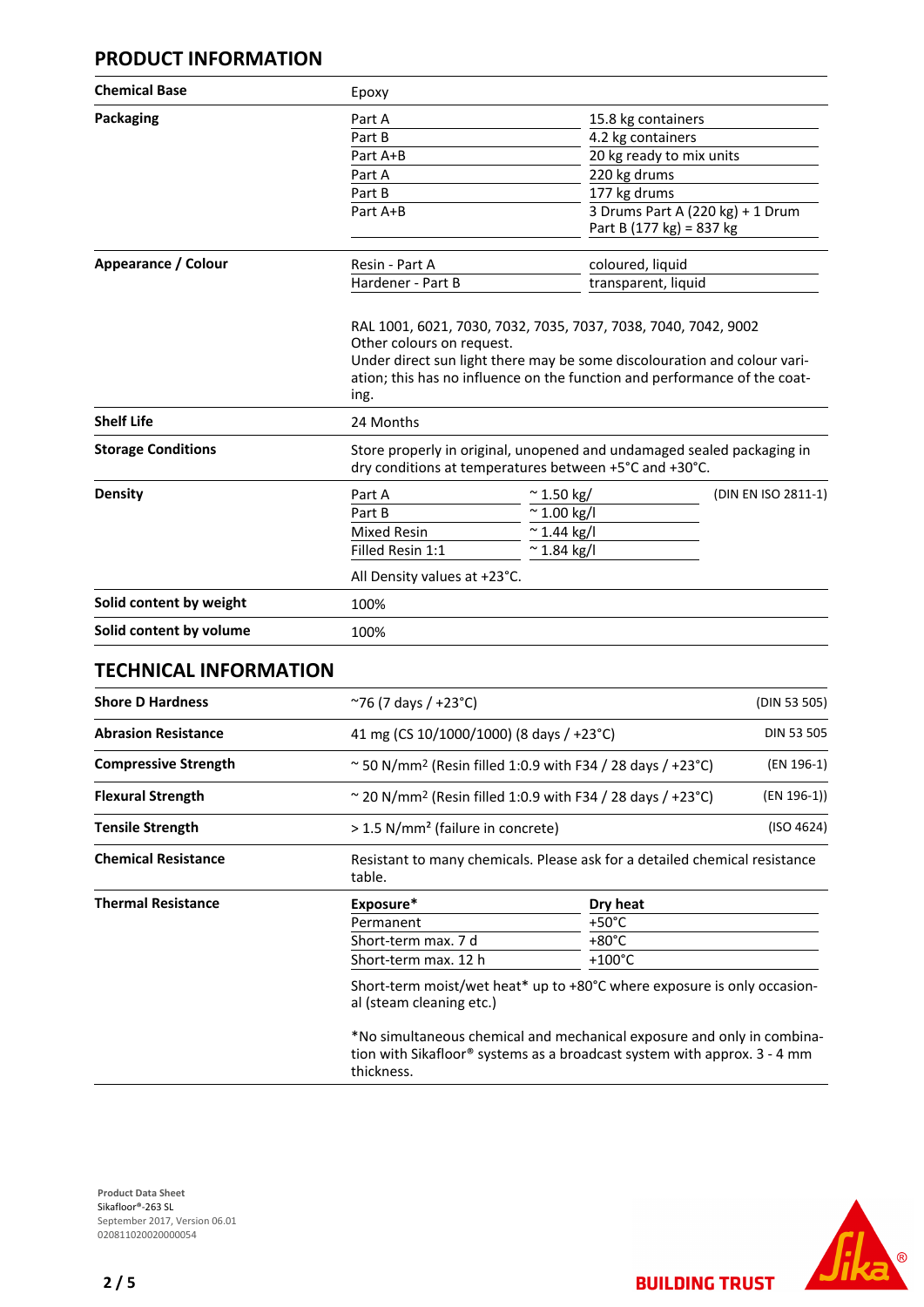## PRODUCT INFORMATION

| | | | |
|---|---|---|---|
| **Chemical Base** | Epoxy | | |
| **Packaging** | Part A | 15.8 kg containers | |
| | Part B | 4.2 kg containers | |
| | Part A+B | 20 kg ready to mix units | |
| | Part A | 220 kg drums | |
| | Part B | 177 kg drums | |
| | Part A+B | 3 Drums Part A (220 kg) + 1 Drum Part B (177 kg) = 837 kg | |
| **Appearance / Colour** | Resin - Part A | coloured, liquid | |
| | Hardener - Part B | transparent, liquid | |
| | RAL 1001, 6021, 7030, 7032, 7035, 7037, 7038, 7040, 7042, 9002<br>Other colours on request.<br>Under direct sun light there may be some discolouration and colour variation; this has no influence on the function and performance of the coating. | | |
| **Shelf Life** | 24 Months | | |
| **Storage Conditions** | Store properly in original, unopened and undamaged sealed packaging in dry conditions at temperatures between +5°C and +30°C. | | |
| **Density** | Part A | ~ 1.50 kg/ | (DIN EN ISO 2811-1) |
| | Part B | ~ 1.00 kg/l | |
| | Mixed Resin | ~ 1.44 kg/l | |
| | Filled Resin 1:1 | ~ 1.84 kg/l | |
| | All Density values at +23°C. | | |
| **Solid content by weight** | 100% | | |
| **Solid content by volume** | 100% | | |

## TECHNICAL INFORMATION

| | | |
|---|---|---|
| **Shore D Hardness** | ~76 (7 days / +23°C) | (DIN 53 505) |
| **Abrasion Resistance** | 41 mg (CS 10/1000/1000) (8 days / +23°C) | DIN 53 505 |
| **Compressive Strength** | ~ 50 N/mm² (Resin filled 1:0.9 with F34 / 28 days / +23°C) | (EN 196-1) |
| **Flexural Strength** | ~ 20 N/mm² (Resin filled 1:0.9 with F34 / 28 days / +23°C) | (EN 196-1)) |
| **Tensile Strength** | > 1.5 N/mm² (failure in concrete) | (ISO 4624) |
| **Chemical Resistance** | Resistant to many chemicals. Please ask for a detailed chemical resistance table. | |

**Thermal Resistance**

| **Exposure*** | **Dry heat** |
|---|---|
| Permanent | +50°C |
| Short-term max. 7 d | +80°C |
| Short-term max. 12 h | +100°C |

Short-term moist/wet heat* up to +80°C where exposure is only occasional (steam cleaning etc.)

*No simultaneous chemical and mechanical exposure and only in combination with Sikafloor® systems as a broadcast system with approx. 3 - 4 mm thickness.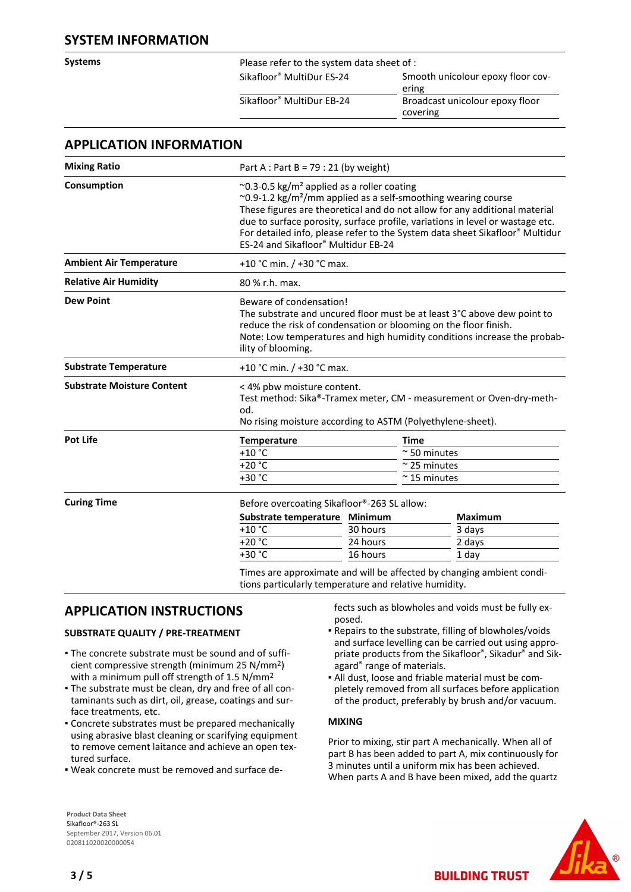## SYSTEM INFORMATION

| | | |
|---|---|---|
| **Systems** | Please refer to the system data sheet of : | |
| | Sikafloor® MultiDur ES-24 | Smooth unicolour epoxy floor covering |
| | Sikafloor® MultiDur EB-24 | Broadcast unicolour epoxy floor covering |

## APPLICATION INFORMATION

**Mixing Ratio**

Part A : Part B = 79 : 21 (by weight)

**Consumption**

~0.3-0.5 kg/m² applied as a roller coating
~0.9-1.2 kg/m²/mm applied as a self-smoothing wearing course
These figures are theoretical and do not allow for any additional material due to surface porosity, surface profile, variations in level or wastage etc. For detailed info, please refer to the System data sheet Sikafloor® Multidur ES-24 and Sikafloor® Multidur EB-24

**Ambient Air Temperature**

+10 °C min. / +30 °C max.

**Relative Air Humidity**

80 % r.h. max.

**Dew Point**

Beware of condensation!
The substrate and uncured floor must be at least 3°C above dew point to reduce the risk of condensation or blooming on the floor finish.
Note: Low temperatures and high humidity conditions increase the probability of blooming.

**Substrate Temperature**

+10 °C min. / +30 °C max.

**Substrate Moisture Content**

< 4% pbw moisture content.
Test method: Sika®-Tramex meter, CM - measurement or Oven-dry-method.
No rising moisture according to ASTM (Polyethylene-sheet).

**Pot Life**

| Temperature | Time |
|---|---|
| +10 °C | ~ 50 minutes |
| +20 °C | ~ 25 minutes |
| +30 °C | ~ 15 minutes |

**Curing Time**

Before overcoating Sikafloor®-263 SL allow:

| Substrate temperature | Minimum | Maximum |
|---|---|---|
| +10 °C | 30 hours | 3 days |
| +20 °C | 24 hours | 2 days |
| +30 °C | 16 hours | 1 day |

Times are approximate and will be affected by changing ambient conditions particularly temperature and relative humidity.

## APPLICATION INSTRUCTIONS

### SUBSTRATE QUALITY / PRE-TREATMENT

- The concrete substrate must be sound and of sufficient compressive strength (minimum 25 N/mm²) with a minimum pull off strength of 1.5 N/mm²
- The substrate must be clean, dry and free of all contaminants such as dirt, oil, grease, coatings and surface treatments, etc.
- Concrete substrates must be prepared mechanically using abrasive blast cleaning or scarifying equipment to remove cement laitance and achieve an open textured surface.
- Weak concrete must be removed and surface defects such as blowholes and voids must be fully exposed.
- Repairs to the substrate, filling of blowholes/voids and surface levelling can be carried out using appropriate products from the Sikafloor®, Sikadur® and Sikagard® range of materials.
- All dust, loose and friable material must be completely removed from all surfaces before application of the product, preferably by brush and/or vacuum.

### MIXING

Prior to mixing, stir part A mechanically. When all of part B has been added to part A, mix continuously for 3 minutes until a uniform mix has been achieved. When parts A and B have been mixed, add the quartz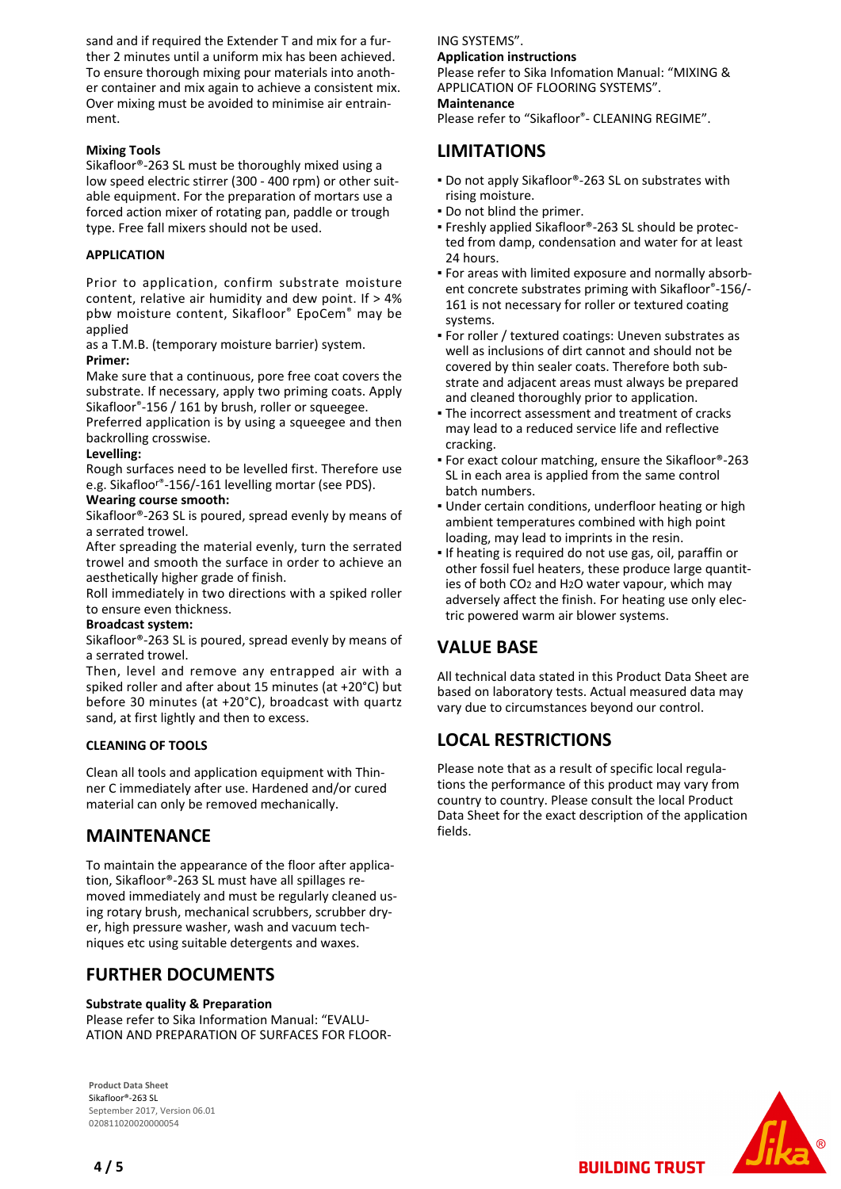sand and if required the Extender T and mix for a further 2 minutes until a uniform mix has been achieved. To ensure thorough mixing pour materials into another container and mix again to achieve a consistent mix. Over mixing must be avoided to minimise air entrainment.

**Mixing Tools**
Sikafloor®-263 SL must be thoroughly mixed using a low speed electric stirrer (300 - 400 rpm) or other suitable equipment. For the preparation of mortars use a forced action mixer of rotating pan, paddle or trough type. Free fall mixers should not be used.

**APPLICATION**

Prior to application, confirm substrate moisture content, relative air humidity and dew point. If > 4% pbw moisture content, Sikafloor® EpoCem® may be applied
as a T.M.B. (temporary moisture barrier) system.

**Primer:**
Make sure that a continuous, pore free coat covers the substrate. If necessary, apply two priming coats. Apply Sikafloor®-156 / 161 by brush, roller or squeegee.
Preferred application is by using a squeegee and then backrolling crosswise.

**Levelling:**
Rough surfaces need to be levelled first. Therefore use e.g. Sikafloor®-156/-161 levelling mortar (see PDS).

**Wearing course smooth:**
Sikafloor®-263 SL is poured, spread evenly by means of a serrated trowel.
After spreading the material evenly, turn the serrated trowel and smooth the surface in order to achieve an aesthetically higher grade of finish.
Roll immediately in two directions with a spiked roller to ensure even thickness.

**Broadcast system:**
Sikafloor®-263 SL is poured, spread evenly by means of a serrated trowel.
Then, level and remove any entrapped air with a spiked roller and after about 15 minutes (at +20°C) but before 30 minutes (at +20°C), broadcast with quartz sand, at first lightly and then to excess.

**CLEANING OF TOOLS**

Clean all tools and application equipment with Thinner C immediately after use. Hardened and/or cured material can only be removed mechanically.

## MAINTENANCE

To maintain the appearance of the floor after application, Sikafloor®-263 SL must have all spillages removed immediately and must be regularly cleaned using rotary brush, mechanical scrubbers, scrubber dryer, high pressure washer, wash and vacuum techniques etc using suitable detergents and waxes.

## FURTHER DOCUMENTS

**Substrate quality & Preparation**
Please refer to Sika Information Manual: "EVALUATION AND PREPARATION OF SURFACES FOR FLOORING SYSTEMS".

**Application instructions**
Please refer to Sika Infomation Manual: "MIXING & APPLICATION OF FLOORING SYSTEMS".

**Maintenance**
Please refer to "Sikafloor®- CLEANING REGIME".

## LIMITATIONS

- Do not apply Sikafloor®-263 SL on substrates with rising moisture.
- Do not blind the primer.
- Freshly applied Sikafloor®-263 SL should be protected from damp, condensation and water for at least 24 hours.
- For areas with limited exposure and normally absorbent concrete substrates priming with Sikafloor®-156/-161 is not necessary for roller or textured coating systems.
- For roller / textured coatings: Uneven substrates as well as inclusions of dirt cannot and should not be covered by thin sealer coats. Therefore both substrate and adjacent areas must always be prepared and cleaned thoroughly prior to application.
- The incorrect assessment and treatment of cracks may lead to a reduced service life and reflective cracking.
- For exact colour matching, ensure the Sikafloor®-263 SL in each area is applied from the same control batch numbers.
- Under certain conditions, underfloor heating or high ambient temperatures combined with high point loading, may lead to imprints in the resin.
- If heating is required do not use gas, oil, paraffin or other fossil fuel heaters, these produce large quantities of both $CO_2$ and $H_2O$ water vapour, which may adversely affect the finish. For heating use only electric powered warm air blower systems.

## VALUE BASE

All technical data stated in this Product Data Sheet are based on laboratory tests. Actual measured data may vary due to circumstances beyond our control.

## LOCAL RESTRICTIONS

Please note that as a result of specific local regulations the performance of this product may vary from country to country. Please consult the local Product Data Sheet for the exact description of the application fields.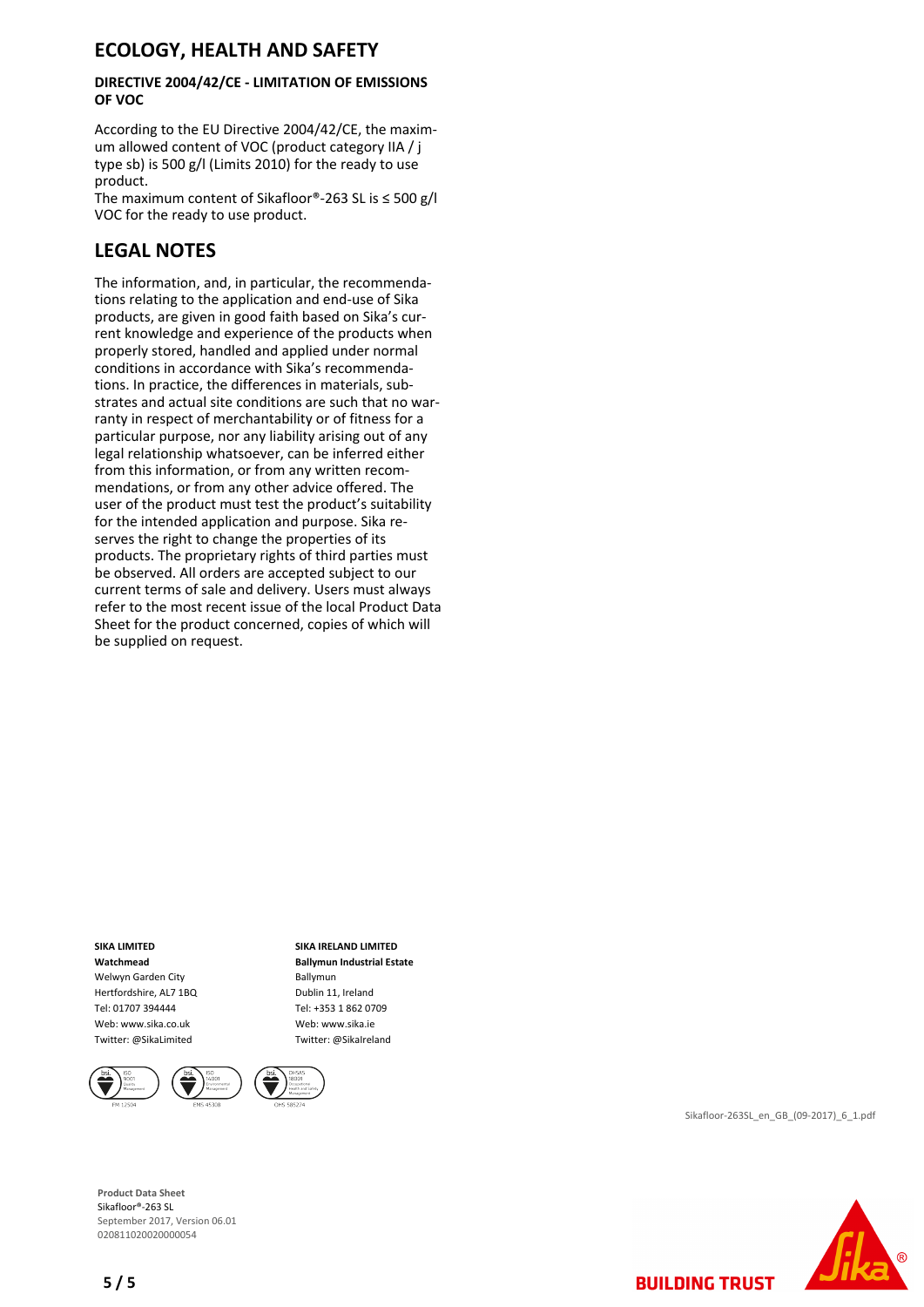## ECOLOGY, HEALTH AND SAFETY

### DIRECTIVE 2004/42/CE - LIMITATION OF EMISSIONS OF VOC

According to the EU Directive 2004/42/CE, the maximum allowed content of VOC (product category IIA / j type sb) is 500 g/l (Limits 2010) for the ready to use product.
The maximum content of Sikafloor®-263 SL is ≤ 500 g/l VOC for the ready to use product.

## LEGAL NOTES

The information, and, in particular, the recommendations relating to the application and end-use of Sika products, are given in good faith based on Sika's current knowledge and experience of the products when properly stored, handled and applied under normal conditions in accordance with Sika's recommendations. In practice, the differences in materials, substrates and actual site conditions are such that no warranty in respect of merchantability or of fitness for a particular purpose, nor any liability arising out of any legal relationship whatsoever, can be inferred either from this information, or from any written recommendations, or from any other advice offered. The user of the product must test the product's suitability for the intended application and purpose. Sika reserves the right to change the properties of its products. The proprietary rights of third parties must be observed. All orders are accepted subject to our current terms of sale and delivery. Users must always refer to the most recent issue of the local Product Data Sheet for the product concerned, copies of which will be supplied on request.

**SIKA LIMITED**
**Watchmead**
Welwyn Garden City
Hertfordshire, AL7 1BQ
Tel: 01707 394444
Web: www.sika.co.uk
Twitter: @SikaLimited

**SIKA IRELAND LIMITED**
**Ballymun Industrial Estate**
Ballymun
Dublin 11, Ireland
Tel: +353 1 862 0709
Web: www.sika.ie
Twitter: @SikaIreland

FM 12504 EMS 45308 OHS 585274

Sikafloor-263SL_en_GB_(09-2017)_6_1.pdf

**Product Data Sheet**
Sikafloor®-263 SL
September 2017, Version 06.01
020811020020000054

BUILDING TRUST